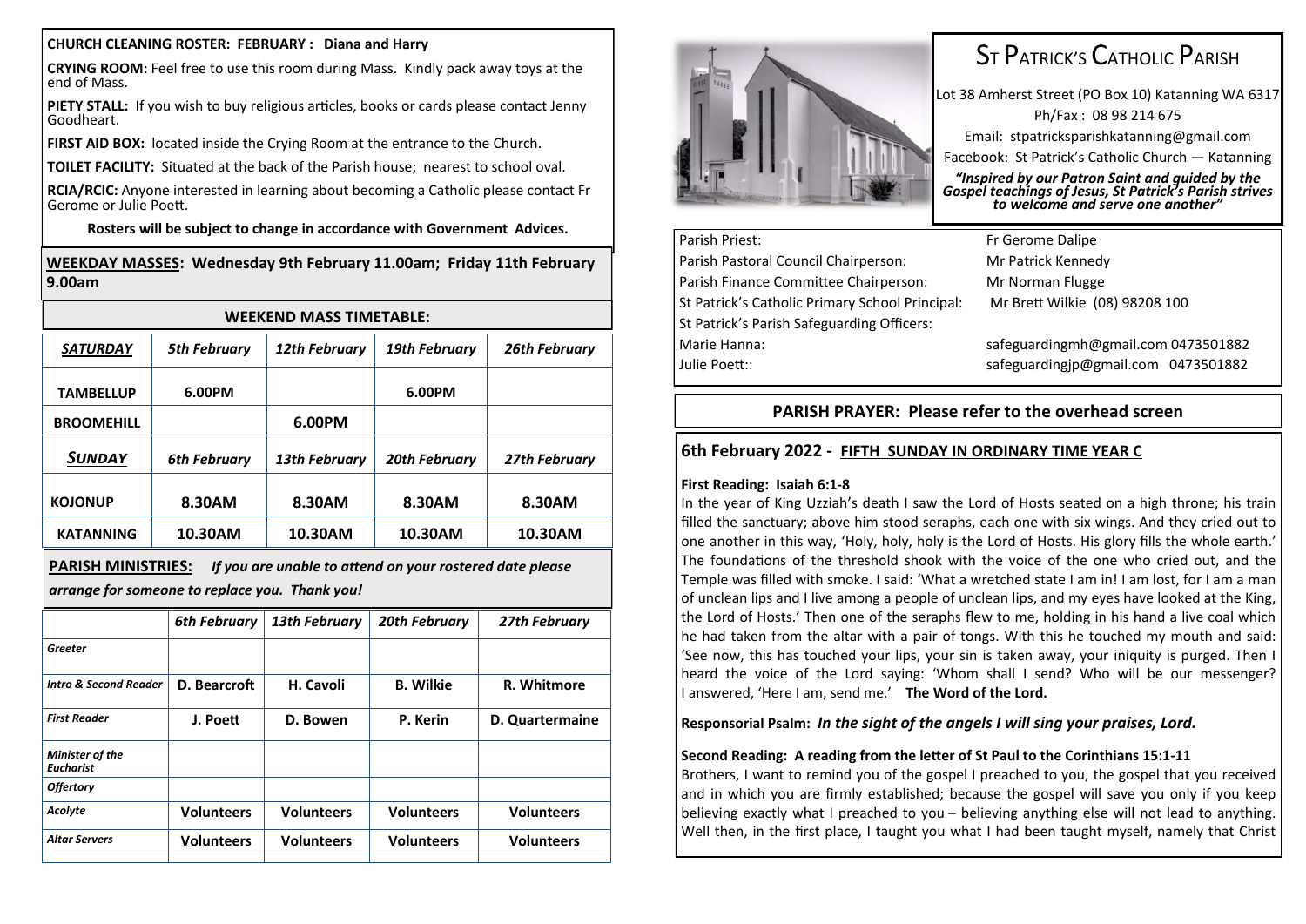**CHURCH CLEANING ROSTER: FEBRUARY : Diana and Harry**

**CRYING ROOM:** Feel free to use this room during Mass. Kindly pack away toys at the end of Mass.

**PIETY STALL:** If you wish to buy religious articles, books or cards please contact Jenny Goodheart.

**FIRST AID BOX:** located inside the Crying Room at the entrance to the Church.

**TOILET FACILITY:** Situated at the back of the Parish house; nearest to school oval.

**RCIA/RCIC:** Anyone interested in learning about becoming a Catholic please contact Fr Gerome or Julie Poett.

**Rosters will be subject to change in accordance with Government Advices.**

**WEEKDAY MASSES: Wednesday 9th February 11.00am; Friday 11th February 9.00am**

**WEEKEND MASS TIMETABLE:**

| *SATURDAY* | *5th February* | *12th February* | *19th February* | *26th February* |
|---|---|---|---|---|
| **TAMBELLUP** | **6.00PM** | | **6.00PM** | |
| **BROOMEHILL** | | **6.00PM** | | |
| ***SUNDAY*** | *6th February* | *13th February* | *20th February* | *27th February* |
| **KOJONUP** | **8.30AM** | **8.30AM** | **8.30AM** | **8.30AM** |
| **KATANNING** | **10.30AM** | **10.30AM** | **10.30AM** | **10.30AM** |

**PARISH MINISTRIES:** ***If you are unable to attend on your rostered date please arrange for someone to replace you. Thank you!***

| | *6th February* | *13th February* | *20th February* | *27th February* |
|---|---|---|---|---|
| *Greeter* | | | | |
| *Intro & Second Reader* | **D. Bearcroft** | **H. Cavoli** | **B. Wilkie** | **R. Whitmore** |
| *First Reader* | **J. Poett** | **D. Bowen** | **P. Kerin** | **D. Quartermaine** |
| *Minister of the Eucharist* | | | | |
| *Offertory* | | | | |
| *Acolyte* | **Volunteers** | **Volunteers** | **Volunteers** | **Volunteers** |
| *Altar Servers* | **Volunteers** | **Volunteers** | **Volunteers** | **Volunteers** |

# ST PATRICK'S CATHOLIC PARISH

Lot 38 Amherst Street (PO Box 10) Katanning WA 6317

Ph/Fax : 08 98 214 675

Email: stpatricksparishkatanning@gmail.com

Facebook: St Patrick's Catholic Church — Katanning

***"Inspired by our Patron Saint and guided by the Gospel teachings of Jesus, St Patrick's Parish strives to welcome and serve one another"***

| | |
|---|---|
| Parish Priest: | Fr Gerome Dalipe |
| Parish Pastoral Council Chairperson: | Mr Patrick Kennedy |
| Parish Finance Committee Chairperson: | Mr Norman Flugge |
| St Patrick's Catholic Primary School Principal: | Mr Brett Wilkie (08) 98208 100 |
| St Patrick's Parish Safeguarding Officers: | |
| Marie Hanna: | safeguardingmh@gmail.com 0473501882 |
| Julie Poett:: | safeguardingjp@gmail.com 0473501882 |

**PARISH PRAYER: Please refer to the overhead screen**

## 6th February 2022 - FIFTH SUNDAY IN ORDINARY TIME YEAR C

**First Reading: Isaiah 6:1-8**

In the year of King Uzziah's death I saw the Lord of Hosts seated on a high throne; his train filled the sanctuary; above him stood seraphs, each one with six wings. And they cried out to one another in this way, 'Holy, holy, holy is the Lord of Hosts. His glory fills the whole earth.' The foundations of the threshold shook with the voice of the one who cried out, and the Temple was filled with smoke. I said: 'What a wretched state I am in! I am lost, for I am a man of unclean lips and I live among a people of unclean lips, and my eyes have looked at the King, the Lord of Hosts.' Then one of the seraphs flew to me, holding in his hand a live coal which he had taken from the altar with a pair of tongs. With this he touched my mouth and said: 'See now, this has touched your lips, your sin is taken away, your iniquity is purged. Then I heard the voice of the Lord saying: 'Whom shall I send? Who will be our messenger? I answered, 'Here I am, send me.' **The Word of the Lord.**

**Responsorial Psalm:** ***In the sight of the angels I will sing your praises, Lord.***

**Second Reading: A reading from the letter of St Paul to the Corinthians 15:1-11**

Brothers, I want to remind you of the gospel I preached to you, the gospel that you received and in which you are firmly established; because the gospel will save you only if you keep believing exactly what I preached to you – believing anything else will not lead to anything. Well then, in the first place, I taught you what I had been taught myself, namely that Christ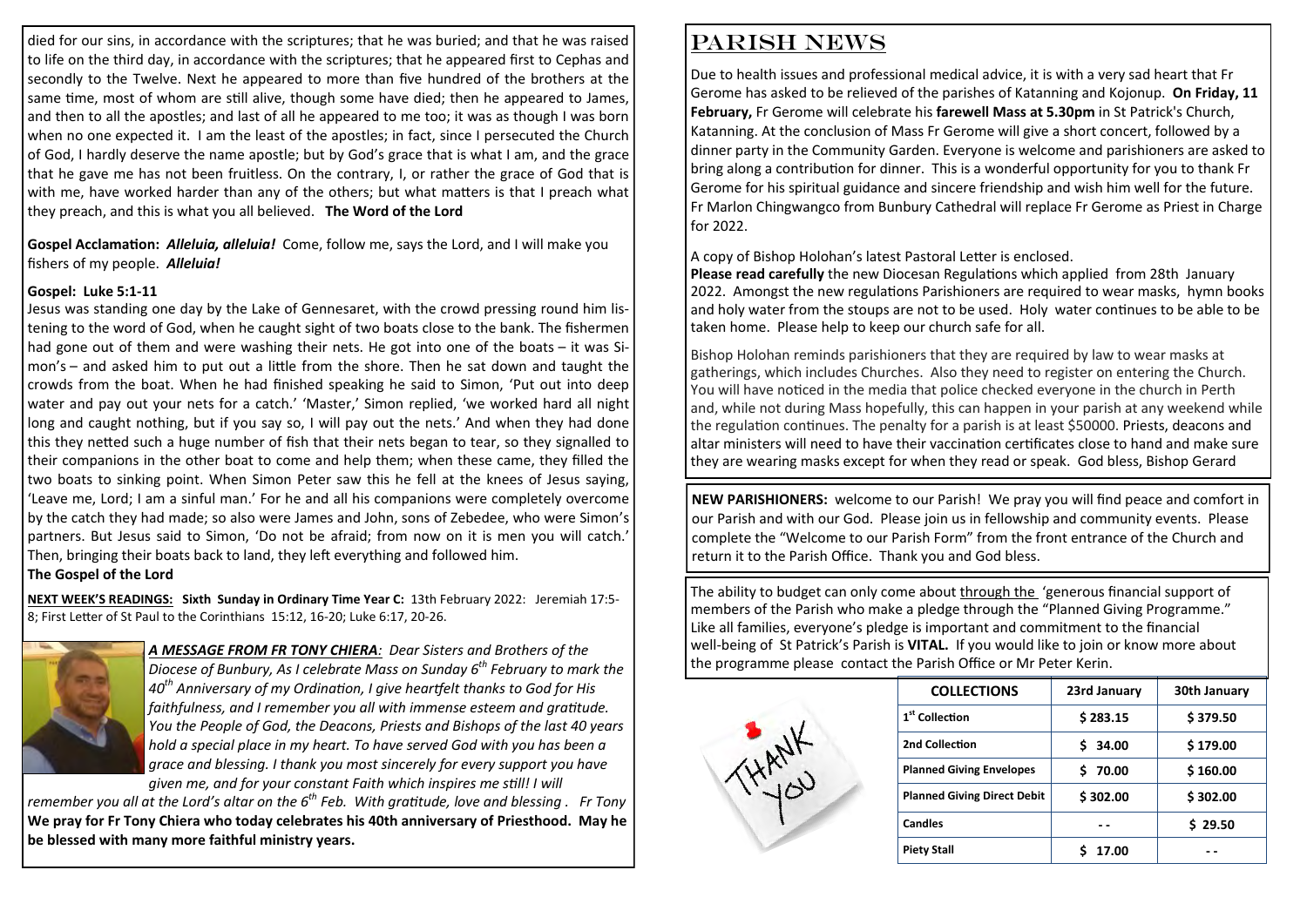died for our sins, in accordance with the scriptures; that he was buried; and that he was raised to life on the third day, in accordance with the scriptures; that he appeared first to Cephas and secondly to the Twelve. Next he appeared to more than five hundred of the brothers at the same time, most of whom are still alive, though some have died; then he appeared to James, and then to all the apostles; and last of all he appeared to me too; it was as though I was born when no one expected it. I am the least of the apostles; in fact, since I persecuted the Church of God, I hardly deserve the name apostle; but by God's grace that is what I am, and the grace that he gave me has not been fruitless. On the contrary, I, or rather the grace of God that is with me, have worked harder than any of the others; but what matters is that I preach what they preach, and this is what you all believed. **The Word of the Lord**

**Gospel Acclamation:** ***Alleluia, alleluia!*** Come, follow me, says the Lord, and I will make you fishers of my people. ***Alleluia!***

**Gospel: Luke 5:1-11**

Jesus was standing one day by the Lake of Gennesaret, with the crowd pressing round him listening to the word of God, when he caught sight of two boats close to the bank. The fishermen had gone out of them and were washing their nets. He got into one of the boats – it was Simon's – and asked him to put out a little from the shore. Then he sat down and taught the crowds from the boat. When he had finished speaking he said to Simon, 'Put out into deep water and pay out your nets for a catch.' 'Master,' Simon replied, 'we worked hard all night long and caught nothing, but if you say so, I will pay out the nets.' And when they had done this they netted such a huge number of fish that their nets began to tear, so they signalled to their companions in the other boat to come and help them; when these came, they filled the two boats to sinking point. When Simon Peter saw this he fell at the knees of Jesus saying, 'Leave me, Lord; I am a sinful man.' For he and all his companions were completely overcome by the catch they had made; so also were James and John, sons of Zebedee, who were Simon's partners. But Jesus said to Simon, 'Do not be afraid; from now on it is men you will catch.' Then, bringing their boats back to land, they left everything and followed him.

**The Gospel of the Lord**

**NEXT WEEK'S READINGS: Sixth Sunday in Ordinary Time Year C:** 13th February 2022: Jeremiah 17:5-8; First Letter of St Paul to the Corinthians 15:12, 16-20; Luke 6:17, 20-26.

***A MESSAGE FROM FR TONY CHIERA**: Dear Sisters and Brothers of the Diocese of Bunbury, As I celebrate Mass on Sunday 6th February to mark the 40th Anniversary of my Ordination, I give heartfelt thanks to God for His faithfulness, and I remember you all with immense esteem and gratitude. You the People of God, the Deacons, Priests and Bishops of the last 40 years hold a special place in my heart. To have served God with you has been a grace and blessing. I thank you most sincerely for every support you have given me, and for your constant Faith which inspires me still! I will remember you all at the Lord's altar on the 6th Feb. With gratitude, love and blessing . Fr Tony*

**We pray for Fr Tony Chiera who today celebrates his 40th anniversary of Priesthood. May he be blessed with many more faithful ministry years.**

# PARISH NEWS

Due to health issues and professional medical advice, it is with a very sad heart that Fr Gerome has asked to be relieved of the parishes of Katanning and Kojonup. **On Friday, 11 February,** Fr Gerome will celebrate his **farewell Mass at 5.30pm** in St Patrick's Church, Katanning. At the conclusion of Mass Fr Gerome will give a short concert, followed by a dinner party in the Community Garden. Everyone is welcome and parishioners are asked to bring along a contribution for dinner. This is a wonderful opportunity for you to thank Fr Gerome for his spiritual guidance and sincere friendship and wish him well for the future. Fr Marlon Chingwangco from Bunbury Cathedral will replace Fr Gerome as Priest in Charge for 2022.

A copy of Bishop Holohan's latest Pastoral Letter is enclosed.

**Please read carefully** the new Diocesan Regulations which applied from 28th January 2022. Amongst the new regulations Parishioners are required to wear masks, hymn books and holy water from the stoups are not to be used. Holy water continues to be able to be taken home. Please help to keep our church safe for all.

Bishop Holohan reminds parishioners that they are required by law to wear masks at gatherings, which includes Churches. Also they need to register on entering the Church. You will have noticed in the media that police checked everyone in the church in Perth and, while not during Mass hopefully, this can happen in your parish at any weekend while the regulation continues. The penalty for a parish is at least $50000. Priests, deacons and altar ministers will need to have their vaccination certificates close to hand and make sure they are wearing masks except for when they read or speak. God bless, Bishop Gerard

**NEW PARISHIONERS:** welcome to our Parish! We pray you will find peace and comfort in our Parish and with our God. Please join us in fellowship and community events. Please complete the "Welcome to our Parish Form" from the front entrance of the Church and return it to the Parish Office. Thank you and God bless.

The ability to budget can only come about through the 'generous financial support of members of the Parish who make a pledge through the "Planned Giving Programme." Like all families, everyone's pledge is important and commitment to the financial well-being of St Patrick's Parish is **VITAL.** If you would like to join or know more about the programme please contact the Parish Office or Mr Peter Kerin.

| COLLECTIONS | 23rd January | 30th January |
|---|---|---|
| 1st Collection | $ 283.15 | $ 379.50 |
| 2nd Collection | $ 34.00 | $ 179.00 |
| Planned Giving Envelopes | $ 70.00 | $ 160.00 |
| Planned Giving Direct Debit | $ 302.00 | $ 302.00 |
| Candles | - - | $ 29.50 |
| Piety Stall | $ 17.00 | - - |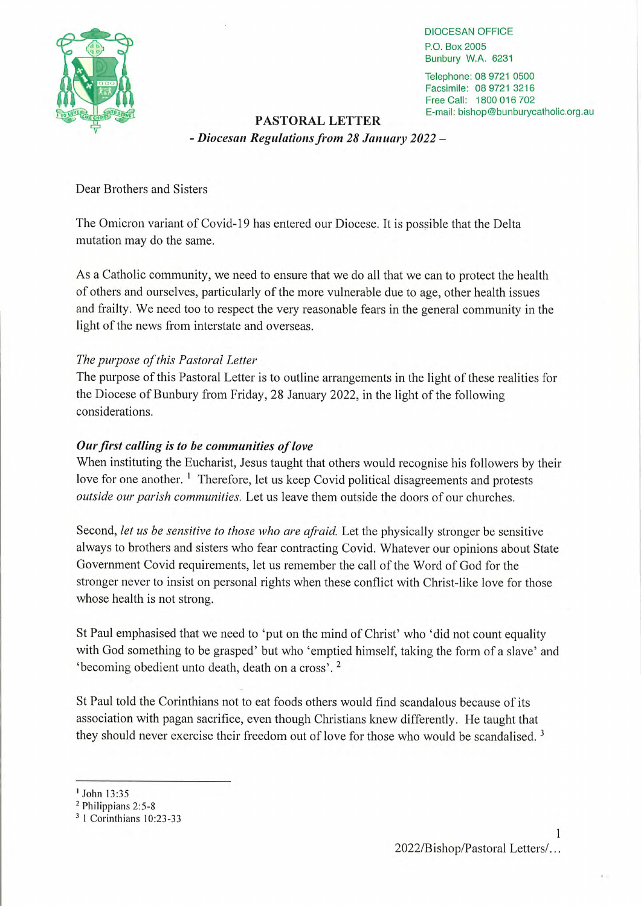DIOCESAN OFFICE
P.O. Box 2005
Bunbury W.A. 6231

Telephone: 08 9721 0500
Facsimile: 08 9721 3216
Free Call: 1800 016 702
E-mail: bishop@bunburycatholic.org.au

# PASTORAL LETTER

## *- Diocesan Regulations from 28 January 2022 –*

Dear Brothers and Sisters

The Omicron variant of Covid-19 has entered our Diocese. It is possible that the Delta mutation may do the same.

As a Catholic community, we need to ensure that we do all that we can to protect the health of others and ourselves, particularly of the more vulnerable due to age, other health issues and frailty. We need too to respect the very reasonable fears in the general community in the light of the news from interstate and overseas.

*The purpose of this Pastoral Letter*

The purpose of this Pastoral Letter is to outline arrangements in the light of these realities for the Diocese of Bunbury from Friday, 28 January 2022, in the light of the following considerations.

***Our first calling is to be communities of love***

When instituting the Eucharist, Jesus taught that others would recognise his followers by their love for one another. [1] Therefore, let us keep Covid political disagreements and protests *outside our parish communities.* Let us leave them outside the doors of our churches.

Second, *let us be sensitive to those who are afraid.* Let the physically stronger be sensitive always to brothers and sisters who fear contracting Covid. Whatever our opinions about State Government Covid requirements, let us remember the call of the Word of God for the stronger never to insist on personal rights when these conflict with Christ-like love for those whose health is not strong.

St Paul emphasised that we need to 'put on the mind of Christ' who 'did not count equality with God something to be grasped' but who 'emptied himself, taking the form of a slave' and 'becoming obedient unto death, death on a cross'. [2]

St Paul told the Corinthians not to eat foods others would find scandalous because of its association with pagan sacrifice, even though Christians knew differently. He taught that they should never exercise their freedom out of love for those who would be scandalised. [3]

---

[1] John 13:35
[2] Philippians 2:5-8
[3] 1 Corinthians 10:23-33

2022/Bishop/Pastoral Letters/…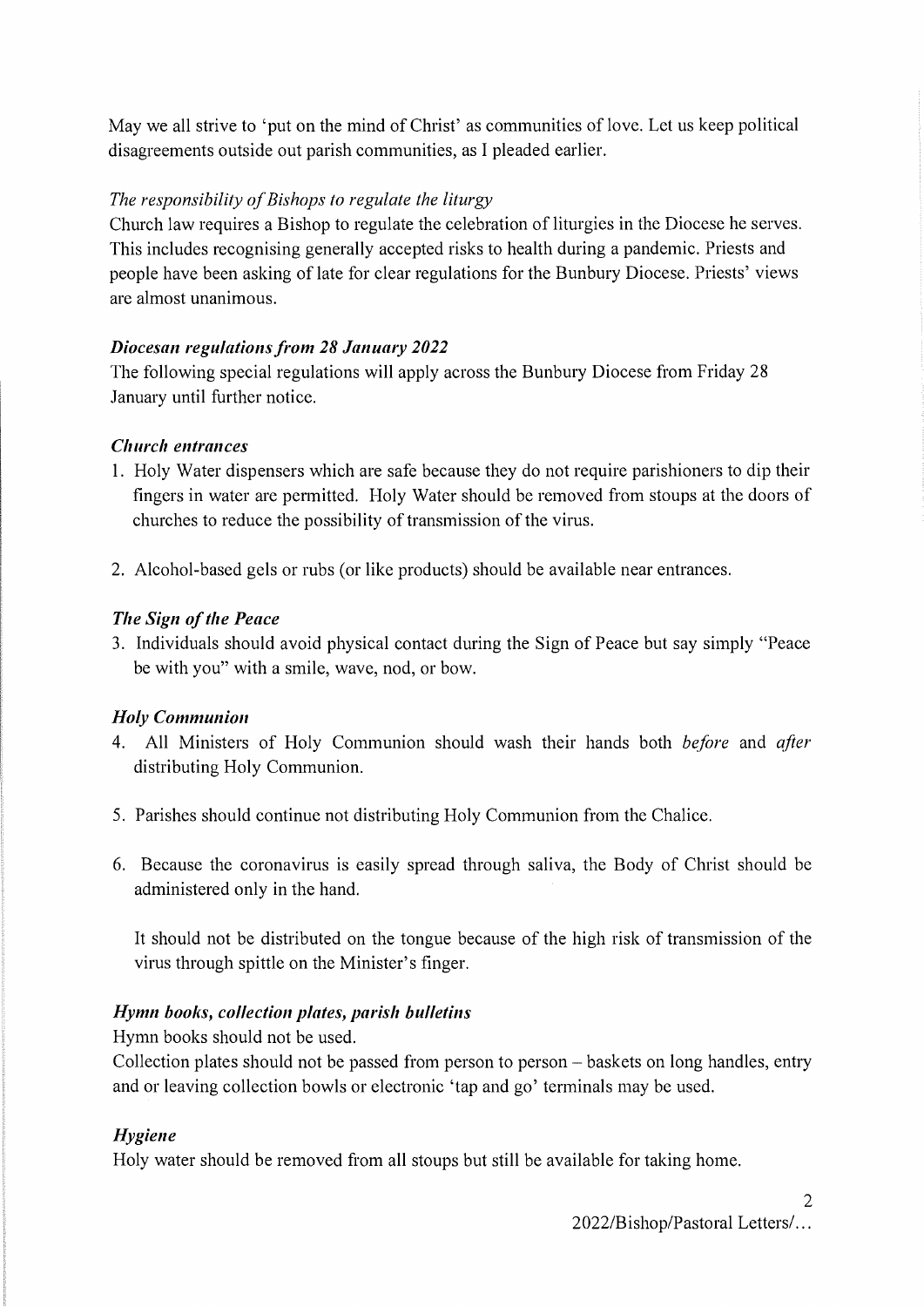May we all strive to 'put on the mind of Christ' as communities of love. Let us keep political disagreements outside out parish communities, as I pleaded earlier.

*The responsibility of Bishops to regulate the liturgy*

Church law requires a Bishop to regulate the celebration of liturgies in the Diocese he serves. This includes recognising generally accepted risks to health during a pandemic. Priests and people have been asking of late for clear regulations for the Bunbury Diocese. Priests' views are almost unanimous.

***Diocesan regulations from 28 January 2022***

The following special regulations will apply across the Bunbury Diocese from Friday 28 January until further notice.

***Church entrances***

1. Holy Water dispensers which are safe because they do not require parishioners to dip their fingers in water are permitted. Holy Water should be removed from stoups at the doors of churches to reduce the possibility of transmission of the virus.

2. Alcohol-based gels or rubs (or like products) should be available near entrances.

***The Sign of the Peace***

3. Individuals should avoid physical contact during the Sign of Peace but say simply "Peace be with you" with a smile, wave, nod, or bow.

***Holy Communion***

4. All Ministers of Holy Communion should wash their hands both *before* and *after* distributing Holy Communion.

5. Parishes should continue not distributing Holy Communion from the Chalice.

6. Because the coronavirus is easily spread through saliva, the Body of Christ should be administered only in the hand.

   It should not be distributed on the tongue because of the high risk of transmission of the virus through spittle on the Minister's finger.

***Hymn books, collection plates, parish bulletins***

Hymn books should not be used.

Collection plates should not be passed from person to person – baskets on long handles, entry and or leaving collection bowls or electronic 'tap and go' terminals may be used.

***Hygiene***

Holy water should be removed from all stoups but still be available for taking home.

2022/Bishop/Pastoral Letters/...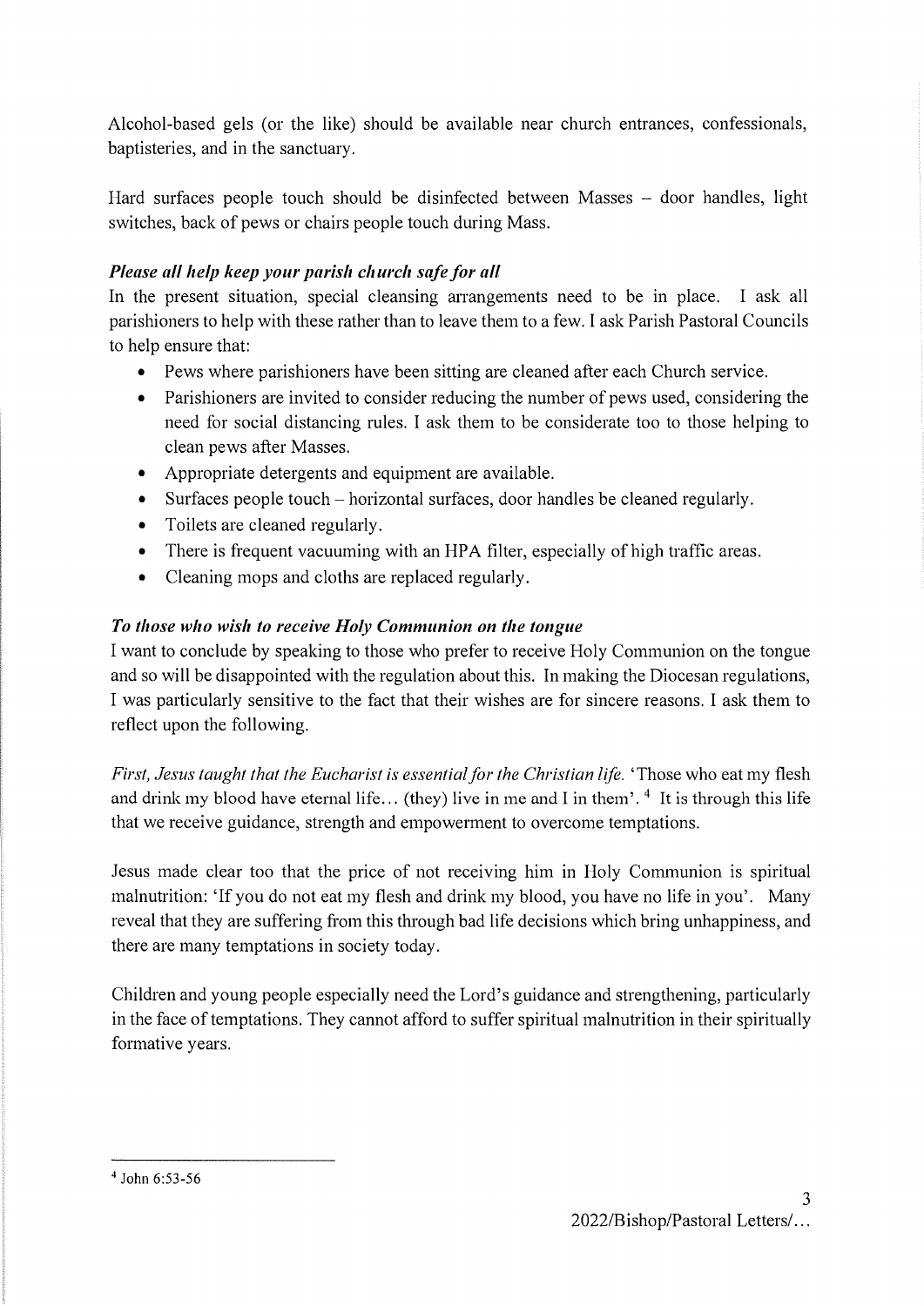Alcohol-based gels (or the like) should be available near church entrances, confessionals, baptisteries, and in the sanctuary.

Hard surfaces people touch should be disinfected between Masses – door handles, light switches, back of pews or chairs people touch during Mass.

### *Please all help keep your parish church safe for all*

In the present situation, special cleansing arrangements need to be in place. I ask all parishioners to help with these rather than to leave them to a few. I ask Parish Pastoral Councils to help ensure that:

- Pews where parishioners have been sitting are cleaned after each Church service.
- Parishioners are invited to consider reducing the number of pews used, considering the need for social distancing rules. I ask them to be considerate too to those helping to clean pews after Masses.
- Appropriate detergents and equipment are available.
- Surfaces people touch – horizontal surfaces, door handles be cleaned regularly.
- Toilets are cleaned regularly.
- There is frequent vacuuming with an HPA filter, especially of high traffic areas.
- Cleaning mops and cloths are replaced regularly.

### *To those who wish to receive Holy Communion on the tongue*

I want to conclude by speaking to those who prefer to receive Holy Communion on the tongue and so will be disappointed with the regulation about this. In making the Diocesan regulations, I was particularly sensitive to the fact that their wishes are for sincere reasons. I ask them to reflect upon the following.

*First, Jesus taught that the Eucharist is essential for the Christian life.* 'Those who eat my flesh and drink my blood have eternal life… (they) live in me and I in them'. [4] It is through this life that we receive guidance, strength and empowerment to overcome temptations.

Jesus made clear too that the price of not receiving him in Holy Communion is spiritual malnutrition: 'If you do not eat my flesh and drink my blood, you have no life in you'. Many reveal that they are suffering from this through bad life decisions which bring unhappiness, and there are many temptations in society today.

Children and young people especially need the Lord's guidance and strengthening, particularly in the face of temptations. They cannot afford to suffer spiritual malnutrition in their spiritually formative years.

---

[4] John 6:53-56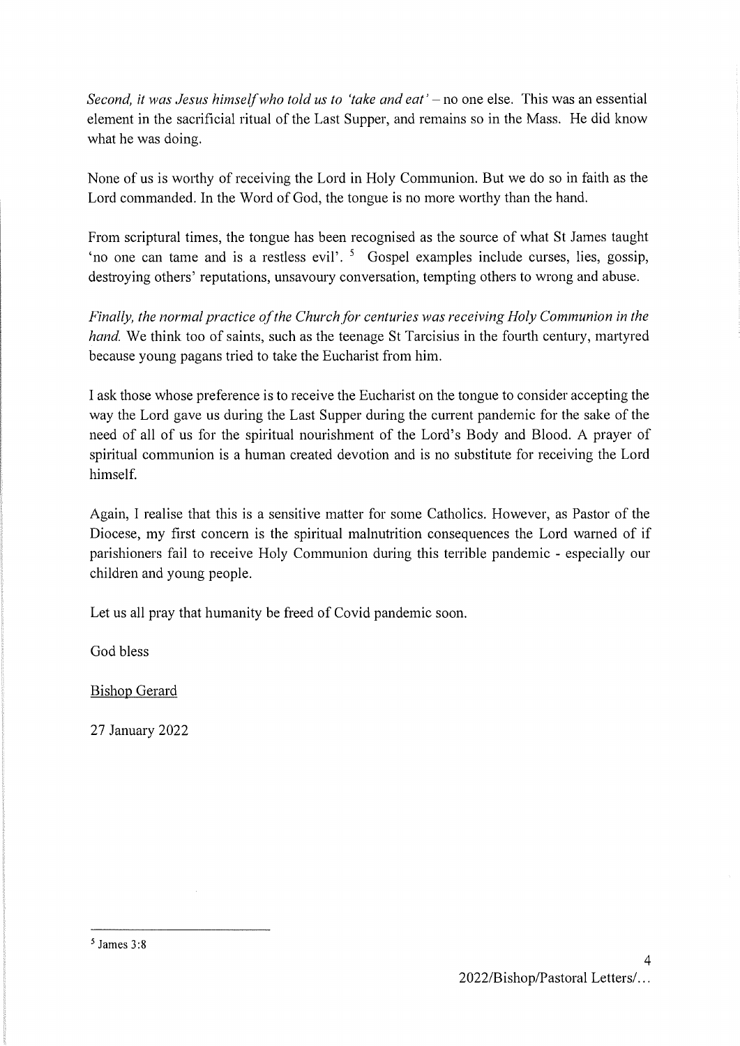*Second, it was Jesus himself who told us to 'take and eat'* – no one else. This was an essential element in the sacrificial ritual of the Last Supper, and remains so in the Mass. He did know what he was doing.

None of us is worthy of receiving the Lord in Holy Communion. But we do so in faith as the Lord commanded. In the Word of God, the tongue is no more worthy than the hand.

From scriptural times, the tongue has been recognised as the source of what St James taught 'no one can tame and is a restless evil'. [5] Gospel examples include curses, lies, gossip, destroying others' reputations, unsavoury conversation, tempting others to wrong and abuse.

*Finally, the normal practice of the Church for centuries was receiving Holy Communion in the hand.* We think too of saints, such as the teenage St Tarcisius in the fourth century, martyred because young pagans tried to take the Eucharist from him.

I ask those whose preference is to receive the Eucharist on the tongue to consider accepting the way the Lord gave us during the Last Supper during the current pandemic for the sake of the need of all of us for the spiritual nourishment of the Lord's Body and Blood. A prayer of spiritual communion is a human created devotion and is no substitute for receiving the Lord himself.

Again, I realise that this is a sensitive matter for some Catholics. However, as Pastor of the Diocese, my first concern is the spiritual malnutrition consequences the Lord warned of if parishioners fail to receive Holy Communion during this terrible pandemic - especially our children and young people.

Let us all pray that humanity be freed of Covid pandemic soon.

God bless

Bishop Gerard

27 January 2022

---

[5] James 3:8

2022/Bishop/Pastoral Letters/…